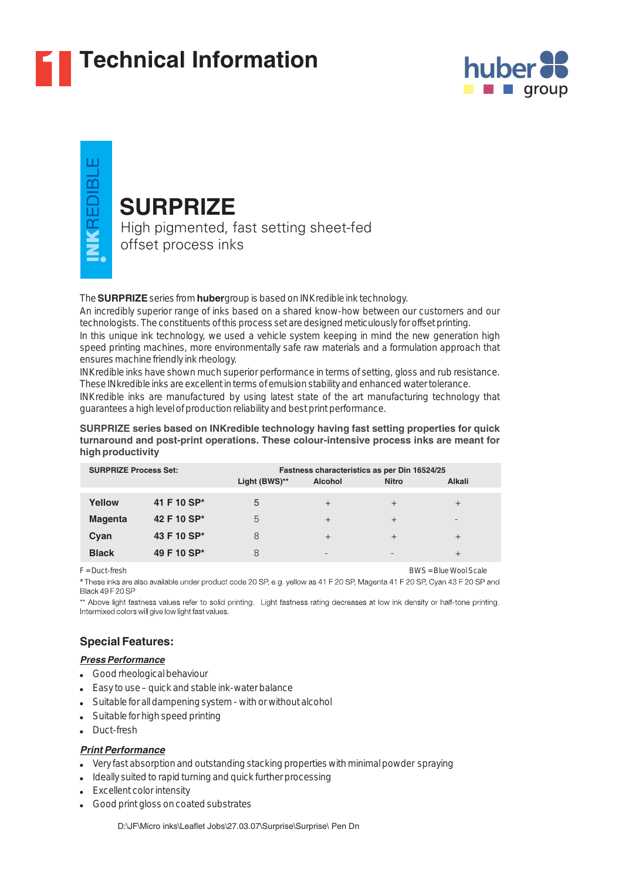# Technical Information

huber group

INKREDIBLE

## SURPRIZE

High pigmented, fast setting sheet-fed offset process inks

The **SURPRIZE** series from **huber**group is based on INKredible ink technology.
An incredibly superior range of inks based on a shared know-how between our customers and our technologists. The constituents of this process set are designed meticulously for offset printing.
In this unique ink technology, we used a vehicle system keeping in mind the new generation high speed printing machines, more environmentally safe raw materials and a formulation approach that ensures machine friendly ink rheology.
INKredible inks have shown much superior performance in terms of setting, gloss and rub resistance. These INkredible inks are excellent in terms of emulsion stability and enhanced water tolerance.
INKredible inks are manufactured by using latest state of the art manufacturing technology that guarantees a high level of production reliability and best print performance.

**SURPRIZE series based on INKredible technology having fast setting properties for quick turnaround and post-print operations. These colour-intensive process inks are meant for high productivity**

| SURPRIZE Process Set: | | Fastness characteristics as per Din 16524/25 | | | |
|---|---|---|---|---|---|
| | | Light (BWS)** | Alcohol | Nitro | Alkali |
| **Yellow** | **41 F 10 SP*** | 5 | + | + | + |
| **Magenta** | **42 F 10 SP*** | 5 | + | + | - |
| **Cyan** | **43 F 10 SP*** | 8 | + | + | + |
| **Black** | **49 F 10 SP*** | 8 | - | - | + |

F = Duct-fresh BWS = Blue Wool Scale

* These inks are also available under product code 20 SP, e.g. yellow as 41 F 20 SP, Magenta 41 F 20 SP, Cyan 43 F 20 SP and Black 49 F 20 SP

** Above light fastness values refer to solid printing. Light fastness rating decreases at low ink density or half-tone printing. Intermixed colors will give low light fast values.

### Special Features:

***Press Performance***

- Good rheological behaviour
- Easy to use – quick and stable ink-water balance
- Suitable for all dampening system - with or without alcohol
- Suitable for high speed printing
- Duct-fresh

***Print Performance***

- Very fast absorption and outstanding stacking properties with minimal powder spraying
- Ideally suited to rapid turning and quick further processing
- Excellent color intensity
- Good print gloss on coated substrates

D:\JF\Micro inks\Leaflet Jobs\27.03.07\Surprise\Surprise\ Pen Dn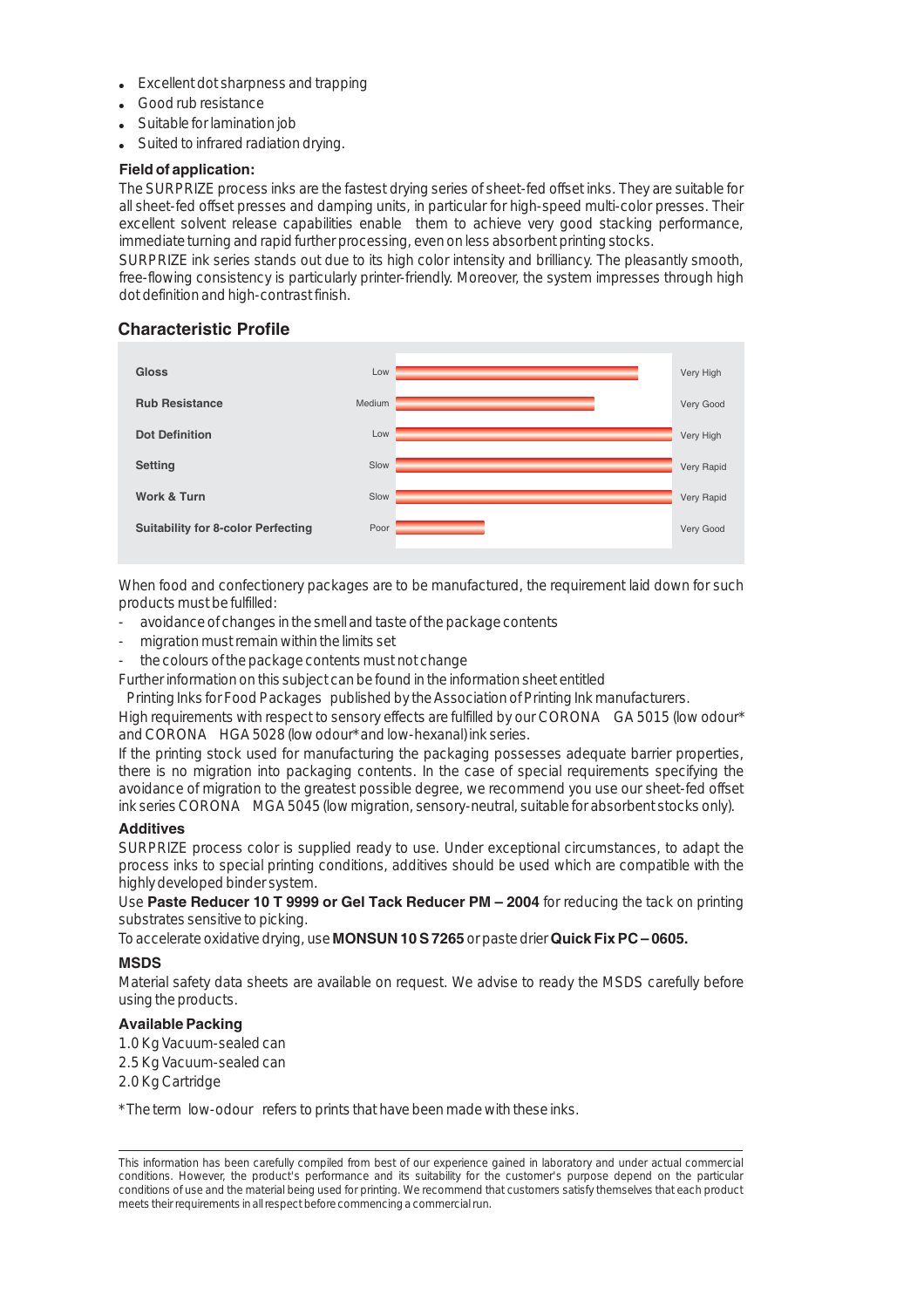- Excellent dot sharpness and trapping
- Good rub resistance
- Suitable for lamination job
- Suited to infrared radiation drying.

**Field of application:**

The SURPRIZE process inks are the fastest drying series of sheet-fed offset inks. They are suitable for all sheet-fed offset presses and damping units, in particular for high-speed multi-color presses. Their excellent solvent release capabilities enable them to achieve very good stacking performance, immediate turning and rapid further processing, even on less absorbent printing stocks.

SURPRIZE ink series stands out due to its high color intensity and brilliancy. The pleasantly smooth, free-flowing consistency is particularly printer-friendly. Moreover, the system impresses through high dot definition and high-contrast finish.

## Characteristic Profile

Gloss — Low — Very High

Rub Resistance — Medium — Very Good

Dot Definition — Low — Very High

Setting — Slow — Very Rapid

Work & Turn — Slow — Very Rapid

Suitability for 8-color Perfecting — Poor — Very Good

When food and confectionery packages are to be manufactured, the requirement laid down for such products must be fulfilled:

- avoidance of changes in the smell and taste of the package contents
- migration must remain within the limits set
- the colours of the package contents must not change

Further information on this subject can be found in the information sheet entitled Printing Inks for Food Packages published by the Association of Printing Ink manufacturers.

High requirements with respect to sensory effects are fulfilled by our CORONA GA 5015 (low odour* and CORONA HGA 5028 (low odour* and low-hexanal) ink series.

If the printing stock used for manufacturing the packaging possesses adequate barrier properties, there is no migration into packaging contents. In the case of special requirements specifying the avoidance of migration to the greatest possible degree, we recommend you use our sheet-fed offset ink series CORONA MGA 5045 (low migration, sensory-neutral, suitable for absorbent stocks only).

### Additives

SURPRIZE process color is supplied ready to use. Under exceptional circumstances, to adapt the process inks to special printing conditions, additives should be used which are compatible with the highly developed binder system.

Use **Paste Reducer 10 T 9999 or Gel Tack Reducer PM – 2004** for reducing the tack on printing substrates sensitive to picking.

To accelerate oxidative drying, use **MONSUN 10 S 7265** or paste drier **Quick Fix PC – 0605.**

### MSDS

Material safety data sheets are available on request. We advise to ready the MSDS carefully before using the products.

### Available Packing

1.0 Kg Vacuum-sealed can

2.5 Kg Vacuum-sealed can

2.0 Kg Cartridge

*The term low-odour refers to prints that have been made with these inks.

---

This information has been carefully compiled from best of our experience gained in laboratory and under actual commercial conditions. However, the product's performance and its suitability for the customer's purpose depend on the particular conditions of use and the material being used for printing. We recommend that customers satisfy themselves that each product meets their requirements in all respect before commencing a commercial run.